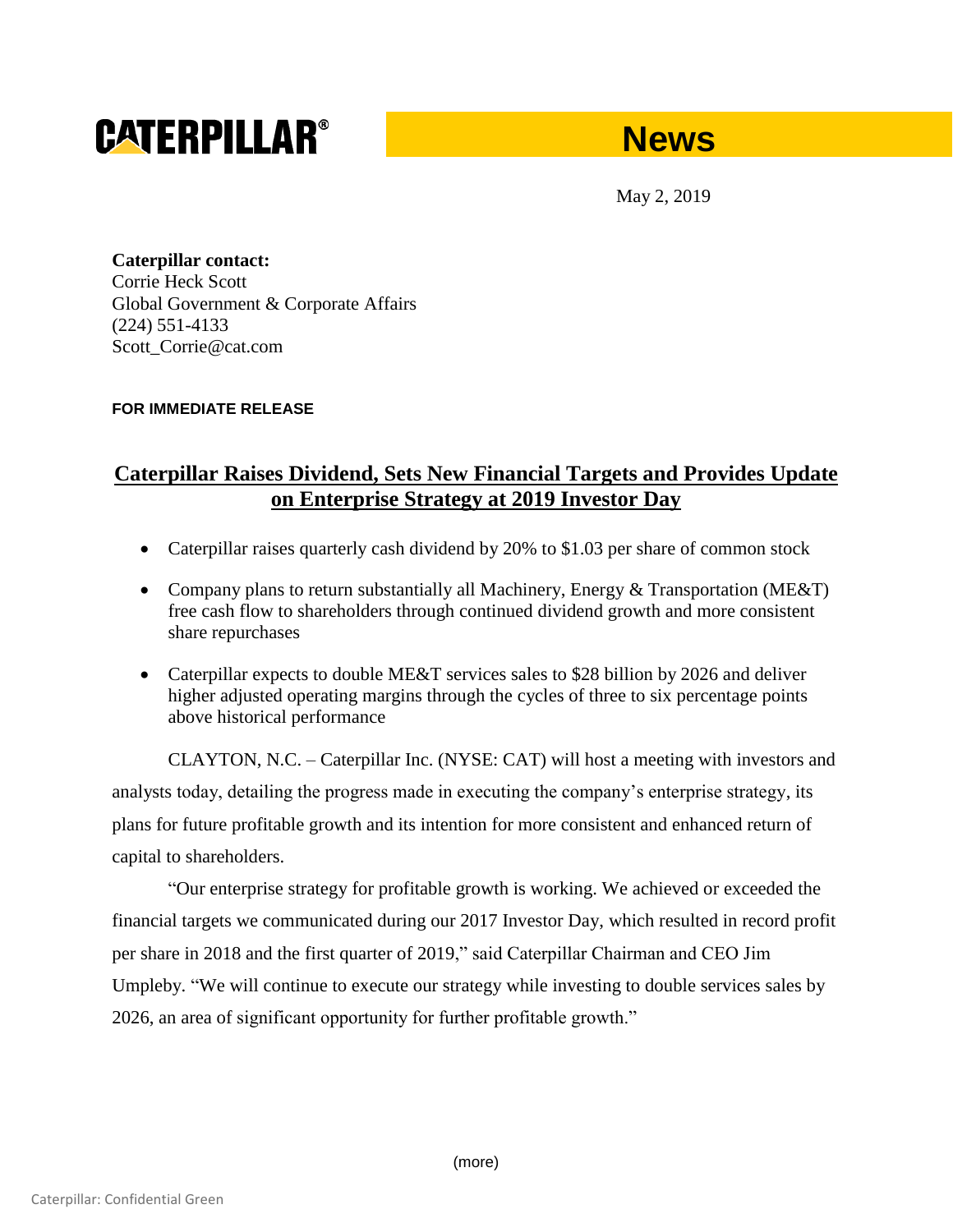**CATERPILLAR®** **News**

May 2, 2019

**Caterpillar contact:**
Corrie Heck Scott
Global Government & Corporate Affairs
(224) 551-4133
Scott_Corrie@cat.com

**FOR IMMEDIATE RELEASE**

# Caterpillar Raises Dividend, Sets New Financial Targets and Provides Update on Enterprise Strategy at 2019 Investor Day

- Caterpillar raises quarterly cash dividend by 20% to $1.03 per share of common stock
- Company plans to return substantially all Machinery, Energy & Transportation (ME&T) free cash flow to shareholders through continued dividend growth and more consistent share repurchases
- Caterpillar expects to double ME&T services sales to $28 billion by 2026 and deliver higher adjusted operating margins through the cycles of three to six percentage points above historical performance

CLAYTON, N.C. – Caterpillar Inc. (NYSE: CAT) will host a meeting with investors and analysts today, detailing the progress made in executing the company's enterprise strategy, its plans for future profitable growth and its intention for more consistent and enhanced return of capital to shareholders.

"Our enterprise strategy for profitable growth is working. We achieved or exceeded the financial targets we communicated during our 2017 Investor Day, which resulted in record profit per share in 2018 and the first quarter of 2019," said Caterpillar Chairman and CEO Jim Umpleby. "We will continue to execute our strategy while investing to double services sales by 2026, an area of significant opportunity for further profitable growth."

(more)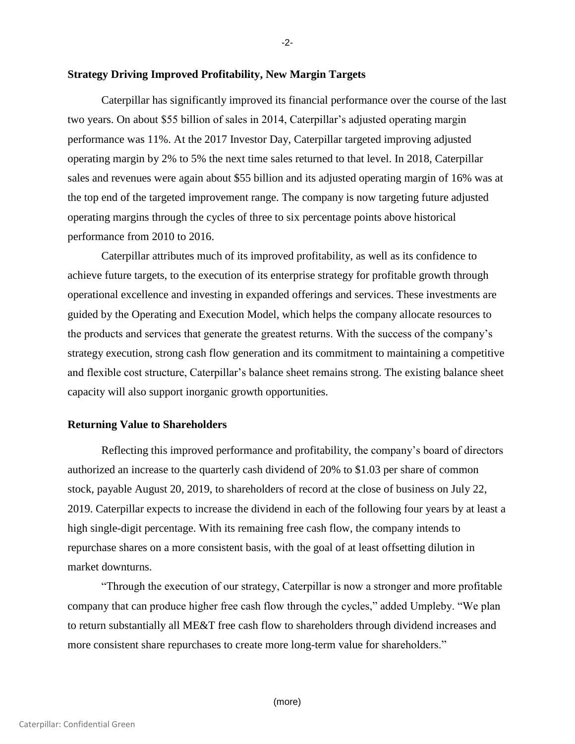## Strategy Driving Improved Profitability, New Margin Targets

Caterpillar has significantly improved its financial performance over the course of the last two years. On about $55 billion of sales in 2014, Caterpillar's adjusted operating margin performance was 11%. At the 2017 Investor Day, Caterpillar targeted improving adjusted operating margin by 2% to 5% the next time sales returned to that level. In 2018, Caterpillar sales and revenues were again about $55 billion and its adjusted operating margin of 16% was at the top end of the targeted improvement range. The company is now targeting future adjusted operating margins through the cycles of three to six percentage points above historical performance from 2010 to 2016.

Caterpillar attributes much of its improved profitability, as well as its confidence to achieve future targets, to the execution of its enterprise strategy for profitable growth through operational excellence and investing in expanded offerings and services. These investments are guided by the Operating and Execution Model, which helps the company allocate resources to the products and services that generate the greatest returns. With the success of the company's strategy execution, strong cash flow generation and its commitment to maintaining a competitive and flexible cost structure, Caterpillar's balance sheet remains strong. The existing balance sheet capacity will also support inorganic growth opportunities.

## Returning Value to Shareholders

Reflecting this improved performance and profitability, the company's board of directors authorized an increase to the quarterly cash dividend of 20% to $1.03 per share of common stock, payable August 20, 2019, to shareholders of record at the close of business on July 22, 2019. Caterpillar expects to increase the dividend in each of the following four years by at least a high single-digit percentage. With its remaining free cash flow, the company intends to repurchase shares on a more consistent basis, with the goal of at least offsetting dilution in market downturns.

"Through the execution of our strategy, Caterpillar is now a stronger and more profitable company that can produce higher free cash flow through the cycles," added Umpleby. "We plan to return substantially all ME&T free cash flow to shareholders through dividend increases and more consistent share repurchases to create more long-term value for shareholders."

(more)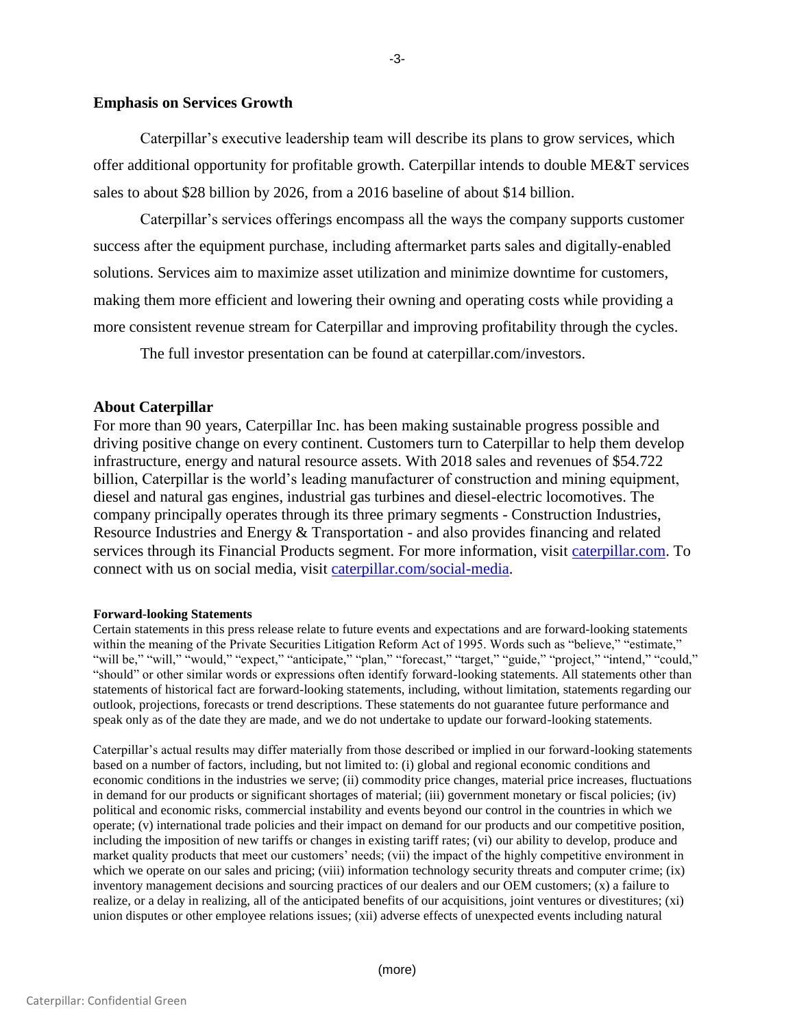## Emphasis on Services Growth

Caterpillar's executive leadership team will describe its plans to grow services, which offer additional opportunity for profitable growth. Caterpillar intends to double ME&T services sales to about $28 billion by 2026, from a 2016 baseline of about $14 billion.

Caterpillar's services offerings encompass all the ways the company supports customer success after the equipment purchase, including aftermarket parts sales and digitally-enabled solutions. Services aim to maximize asset utilization and minimize downtime for customers, making them more efficient and lowering their owning and operating costs while providing a more consistent revenue stream for Caterpillar and improving profitability through the cycles.

The full investor presentation can be found at caterpillar.com/investors.

## About Caterpillar

For more than 90 years, Caterpillar Inc. has been making sustainable progress possible and driving positive change on every continent. Customers turn to Caterpillar to help them develop infrastructure, energy and natural resource assets. With 2018 sales and revenues of $54.722 billion, Caterpillar is the world's leading manufacturer of construction and mining equipment, diesel and natural gas engines, industrial gas turbines and diesel-electric locomotives. The company principally operates through its three primary segments - Construction Industries, Resource Industries and Energy & Transportation - and also provides financing and related services through its Financial Products segment. For more information, visit [caterpillar.com](caterpillar.com). To connect with us on social media, visit [caterpillar.com/social-media](caterpillar.com/social-media).

**Forward-looking Statements**

Certain statements in this press release relate to future events and expectations and are forward-looking statements within the meaning of the Private Securities Litigation Reform Act of 1995. Words such as "believe," "estimate," "will be," "will," "would," "expect," "anticipate," "plan," "forecast," "target," "guide," "project," "intend," "could," "should" or other similar words or expressions often identify forward-looking statements. All statements other than statements of historical fact are forward-looking statements, including, without limitation, statements regarding our outlook, projections, forecasts or trend descriptions. These statements do not guarantee future performance and speak only as of the date they are made, and we do not undertake to update our forward-looking statements.

Caterpillar's actual results may differ materially from those described or implied in our forward-looking statements based on a number of factors, including, but not limited to: (i) global and regional economic conditions and economic conditions in the industries we serve; (ii) commodity price changes, material price increases, fluctuations in demand for our products or significant shortages of material; (iii) government monetary or fiscal policies; (iv) political and economic risks, commercial instability and events beyond our control in the countries in which we operate; (v) international trade policies and their impact on demand for our products and our competitive position, including the imposition of new tariffs or changes in existing tariff rates; (vi) our ability to develop, produce and market quality products that meet our customers' needs; (vii) the impact of the highly competitive environment in which we operate on our sales and pricing; (viii) information technology security threats and computer crime; (ix) inventory management decisions and sourcing practices of our dealers and our OEM customers; (x) a failure to realize, or a delay in realizing, all of the anticipated benefits of our acquisitions, joint ventures or divestitures; (xi) union disputes or other employee relations issues; (xii) adverse effects of unexpected events including natural

(more)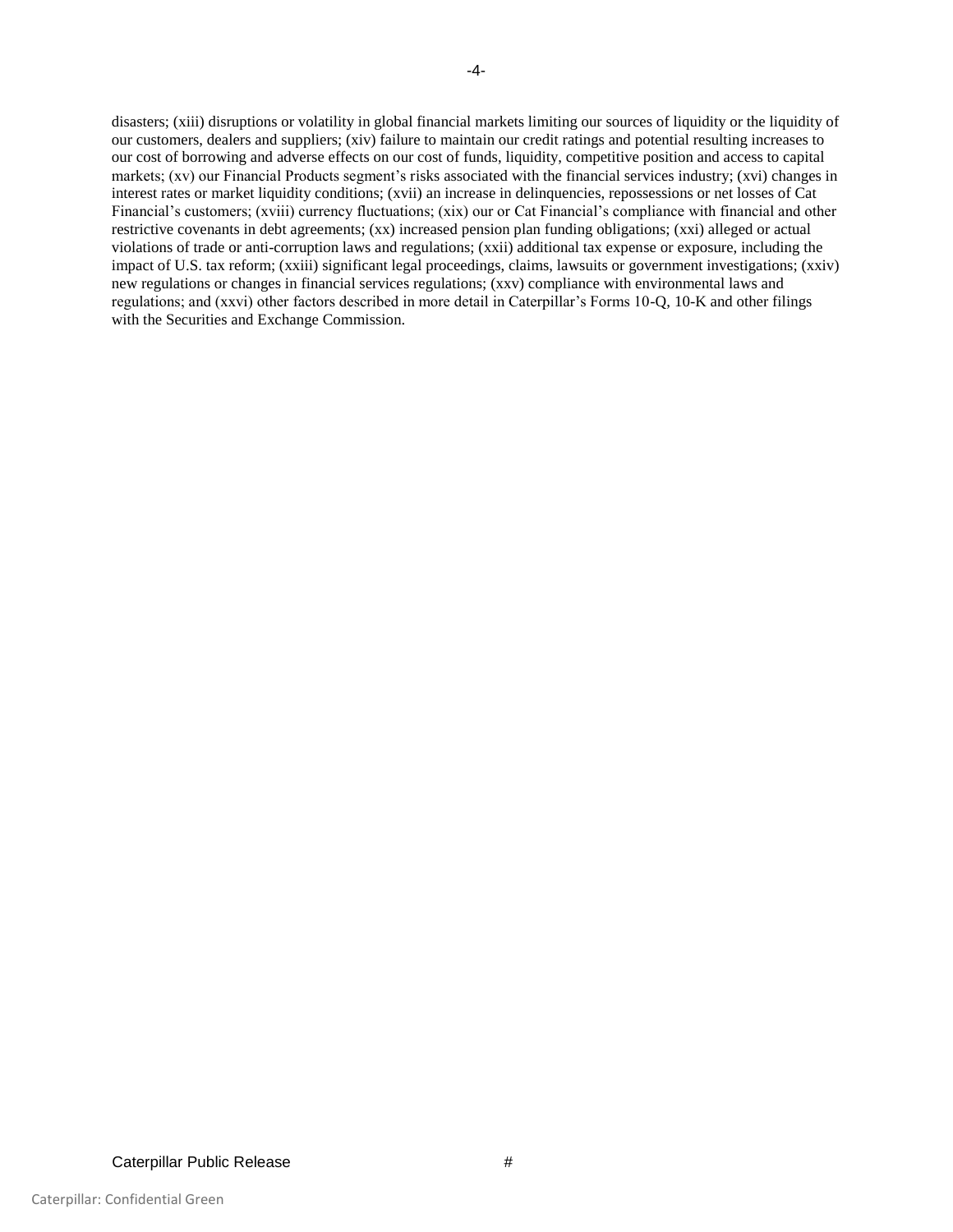disasters; (xiii) disruptions or volatility in global financial markets limiting our sources of liquidity or the liquidity of our customers, dealers and suppliers; (xiv) failure to maintain our credit ratings and potential resulting increases to our cost of borrowing and adverse effects on our cost of funds, liquidity, competitive position and access to capital markets; (xv) our Financial Products segment's risks associated with the financial services industry; (xvi) changes in interest rates or market liquidity conditions; (xvii) an increase in delinquencies, repossessions or net losses of Cat Financial's customers; (xviii) currency fluctuations; (xix) our or Cat Financial's compliance with financial and other restrictive covenants in debt agreements; (xx) increased pension plan funding obligations; (xxi) alleged or actual violations of trade or anti-corruption laws and regulations; (xxii) additional tax expense or exposure, including the impact of U.S. tax reform; (xxiii) significant legal proceedings, claims, lawsuits or government investigations; (xxiv) new regulations or changes in financial services regulations; (xxv) compliance with environmental laws and regulations; and (xxvi) other factors described in more detail in Caterpillar's Forms 10-Q, 10-K and other filings with the Securities and Exchange Commission.

Caterpillar Public Release #

Caterpillar: Confidential Green